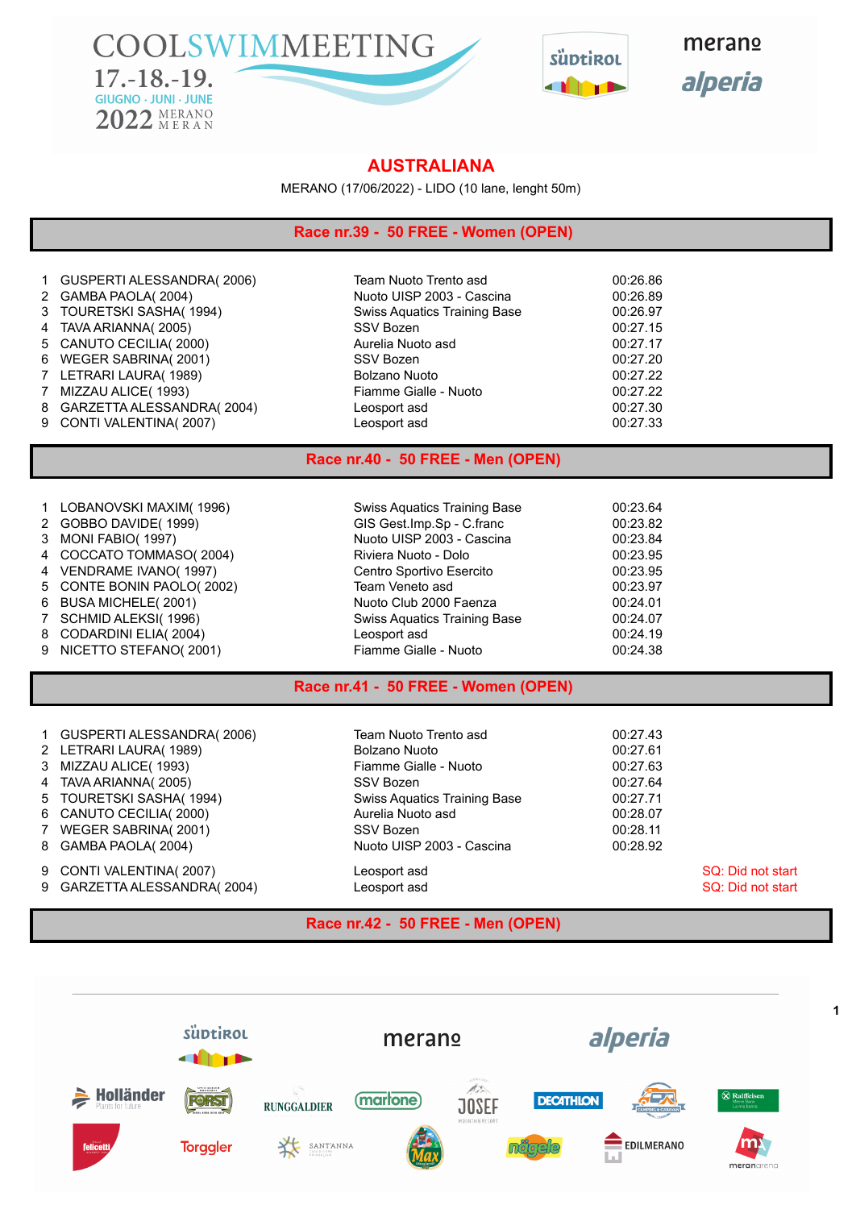# COOLSWIMMEETING

17.-18.-19. GIUGNO · JUNI · JUNE 2022 MERANO MERAN

## AUSTRALIANA

MERANO (17/06/2022) - LIDO (10 lane, lenght 50m)

### Race nr.39 - 50 FREE - Women (OPEN)

| | | | |
|---|---|---|---|
| 1 | GUSPERTI ALESSANDRA( 2006) | Team Nuoto Trento asd | 00:26.86 |
| 2 | GAMBA PAOLA( 2004) | Nuoto UISP 2003 - Cascina | 00:26.89 |
| 3 | TOURETSKI SASHA( 1994) | Swiss Aquatics Training Base | 00:26.97 |
| 4 | TAVA ARIANNA( 2005) | SSV Bozen | 00:27.15 |
| 5 | CANUTO CECILIA( 2000) | Aurelia Nuoto asd | 00:27.17 |
| 6 | WEGER SABRINA( 2001) | SSV Bozen | 00:27.20 |
| 7 | LETRARI LAURA( 1989) | Bolzano Nuoto | 00:27.22 |
| 7 | MIZZAU ALICE( 1993) | Fiamme Gialle - Nuoto | 00:27.22 |
| 8 | GARZETTA ALESSANDRA( 2004) | Leosport asd | 00:27.30 |
| 9 | CONTI VALENTINA( 2007) | Leosport asd | 00:27.33 |

### Race nr.40 - 50 FREE - Men (OPEN)

| | | | |
|---|---|---|---|
| 1 | LOBANOVSKI MAXIM( 1996) | Swiss Aquatics Training Base | 00:23.64 |
| 2 | GOBBO DAVIDE( 1999) | GIS Gest.Imp.Sp - C.franc | 00:23.82 |
| 3 | MONI FABIO( 1997) | Nuoto UISP 2003 - Cascina | 00:23.84 |
| 4 | COCCATO TOMMASO( 2004) | Riviera Nuoto - Dolo | 00:23.95 |
| 4 | VENDRAME IVANO( 1997) | Centro Sportivo Esercito | 00:23.95 |
| 5 | CONTE BONIN PAOLO( 2002) | Team Veneto asd | 00:23.97 |
| 6 | BUSA MICHELE( 2001) | Nuoto Club 2000 Faenza | 00:24.01 |
| 7 | SCHMID ALEKSI( 1996) | Swiss Aquatics Training Base | 00:24.07 |
| 8 | CODARDINI ELIA( 2004) | Leosport asd | 00:24.19 |
| 9 | NICETTO STEFANO( 2001) | Fiamme Gialle - Nuoto | 00:24.38 |

### Race nr.41 - 50 FREE - Women (OPEN)

| | | | |
|---|---|---|---|
| 1 | GUSPERTI ALESSANDRA( 2006) | Team Nuoto Trento asd | 00:27.43 |
| 2 | LETRARI LAURA( 1989) | Bolzano Nuoto | 00:27.61 |
| 3 | MIZZAU ALICE( 1993) | Fiamme Gialle - Nuoto | 00:27.63 |
| 4 | TAVA ARIANNA( 2005) | SSV Bozen | 00:27.64 |
| 5 | TOURETSKI SASHA( 1994) | Swiss Aquatics Training Base | 00:27.71 |
| 6 | CANUTO CECILIA( 2000) | Aurelia Nuoto asd | 00:28.07 |
| 7 | WEGER SABRINA( 2001) | SSV Bozen | 00:28.11 |
| 8 | GAMBA PAOLA( 2004) | Nuoto UISP 2003 - Cascina | 00:28.92 |
| 9 | CONTI VALENTINA( 2007) | Leosport asd | SQ: Did not start |
| 9 | GARZETTA ALESSANDRA( 2004) | Leosport asd | SQ: Did not start |

### Race nr.42 - 50 FREE - Men (OPEN)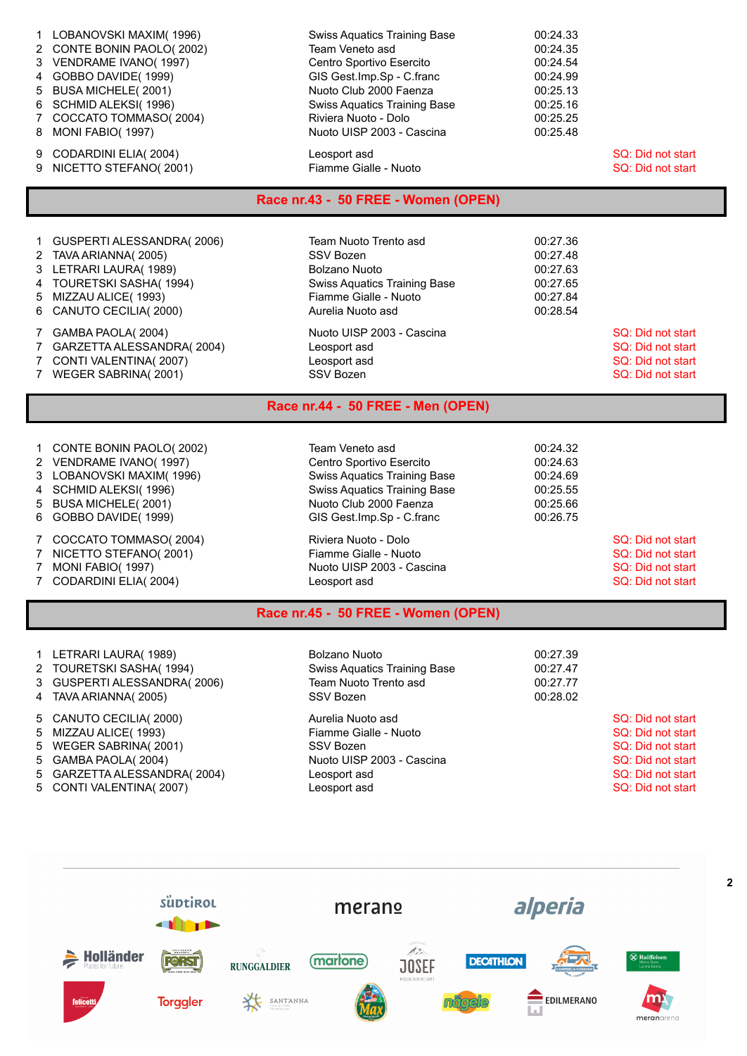| | | | | |
|---|---|---|---|---|
| 1 | LOBANOVSKI MAXIM( 1996) | Swiss Aquatics Training Base | 00:24.33 | |
| 2 | CONTE BONIN PAOLO( 2002) | Team Veneto asd | 00:24.35 | |
| 3 | VENDRAME IVANO( 1997) | Centro Sportivo Esercito | 00:24.54 | |
| 4 | GOBBO DAVIDE( 1999) | GIS Gest.Imp.Sp - C.franc | 00:24.99 | |
| 5 | BUSA MICHELE( 2001) | Nuoto Club 2000 Faenza | 00:25.13 | |
| 6 | SCHMID ALEKSI( 1996) | Swiss Aquatics Training Base | 00:25.16 | |
| 7 | COCCATO TOMMASO( 2004) | Riviera Nuoto - Dolo | 00:25.25 | |
| 8 | MONI FABIO( 1997) | Nuoto UISP 2003 - Cascina | 00:25.48 | |
| 9 | CODARDINI ELIA( 2004) | Leosport asd | | SQ: Did not start |
| 9 | NICETTO STEFANO( 2001) | Fiamme Gialle - Nuoto | | SQ: Did not start |

## Race nr.43 - 50 FREE - Women (OPEN)

| | | | | |
|---|---|---|---|---|
| 1 | GUSPERTI ALESSANDRA( 2006) | Team Nuoto Trento asd | 00:27.36 | |
| 2 | TAVA ARIANNA( 2005) | SSV Bozen | 00:27.48 | |
| 3 | LETRARI LAURA( 1989) | Bolzano Nuoto | 00:27.63 | |
| 4 | TOURETSKI SASHA( 1994) | Swiss Aquatics Training Base | 00:27.65 | |
| 5 | MIZZAU ALICE( 1993) | Fiamme Gialle - Nuoto | 00:27.84 | |
| 6 | CANUTO CECILIA( 2000) | Aurelia Nuoto asd | 00:28.54 | |
| 7 | GAMBA PAOLA( 2004) | Nuoto UISP 2003 - Cascina | | SQ: Did not start |
| 7 | GARZETTA ALESSANDRA( 2004) | Leosport asd | | SQ: Did not start |
| 7 | CONTI VALENTINA( 2007) | Leosport asd | | SQ: Did not start |
| 7 | WEGER SABRINA( 2001) | SSV Bozen | | SQ: Did not start |

## Race nr.44 - 50 FREE - Men (OPEN)

| | | | | |
|---|---|---|---|---|
| 1 | CONTE BONIN PAOLO( 2002) | Team Veneto asd | 00:24.32 | |
| 2 | VENDRAME IVANO( 1997) | Centro Sportivo Esercito | 00:24.63 | |
| 3 | LOBANOVSKI MAXIM( 1996) | Swiss Aquatics Training Base | 00:24.69 | |
| 4 | SCHMID ALEKSI( 1996) | Swiss Aquatics Training Base | 00:25.55 | |
| 5 | BUSA MICHELE( 2001) | Nuoto Club 2000 Faenza | 00:25.66 | |
| 6 | GOBBO DAVIDE( 1999) | GIS Gest.Imp.Sp - C.franc | 00:26.75 | |
| 7 | COCCATO TOMMASO( 2004) | Riviera Nuoto - Dolo | | SQ: Did not start |
| 7 | NICETTO STEFANO( 2001) | Fiamme Gialle - Nuoto | | SQ: Did not start |
| 7 | MONI FABIO( 1997) | Nuoto UISP 2003 - Cascina | | SQ: Did not start |
| 7 | CODARDINI ELIA( 2004) | Leosport asd | | SQ: Did not start |

## Race nr.45 - 50 FREE - Women (OPEN)

| | | | | |
|---|---|---|---|---|
| 1 | LETRARI LAURA( 1989) | Bolzano Nuoto | 00:27.39 | |
| 2 | TOURETSKI SASHA( 1994) | Swiss Aquatics Training Base | 00:27.47 | |
| 3 | GUSPERTI ALESSANDRA( 2006) | Team Nuoto Trento asd | 00:27.77 | |
| 4 | TAVA ARIANNA( 2005) | SSV Bozen | 00:28.02 | |
| 5 | CANUTO CECILIA( 2000) | Aurelia Nuoto asd | | SQ: Did not start |
| 5 | MIZZAU ALICE( 1993) | Fiamme Gialle - Nuoto | | SQ: Did not start |
| 5 | WEGER SABRINA( 2001) | SSV Bozen | | SQ: Did not start |
| 5 | GAMBA PAOLA( 2004) | Nuoto UISP 2003 - Cascina | | SQ: Did not start |
| 5 | GARZETTA ALESSANDRA( 2004) | Leosport asd | | SQ: Did not start |
| 5 | CONTI VALENTINA( 2007) | Leosport asd | | SQ: Did not start |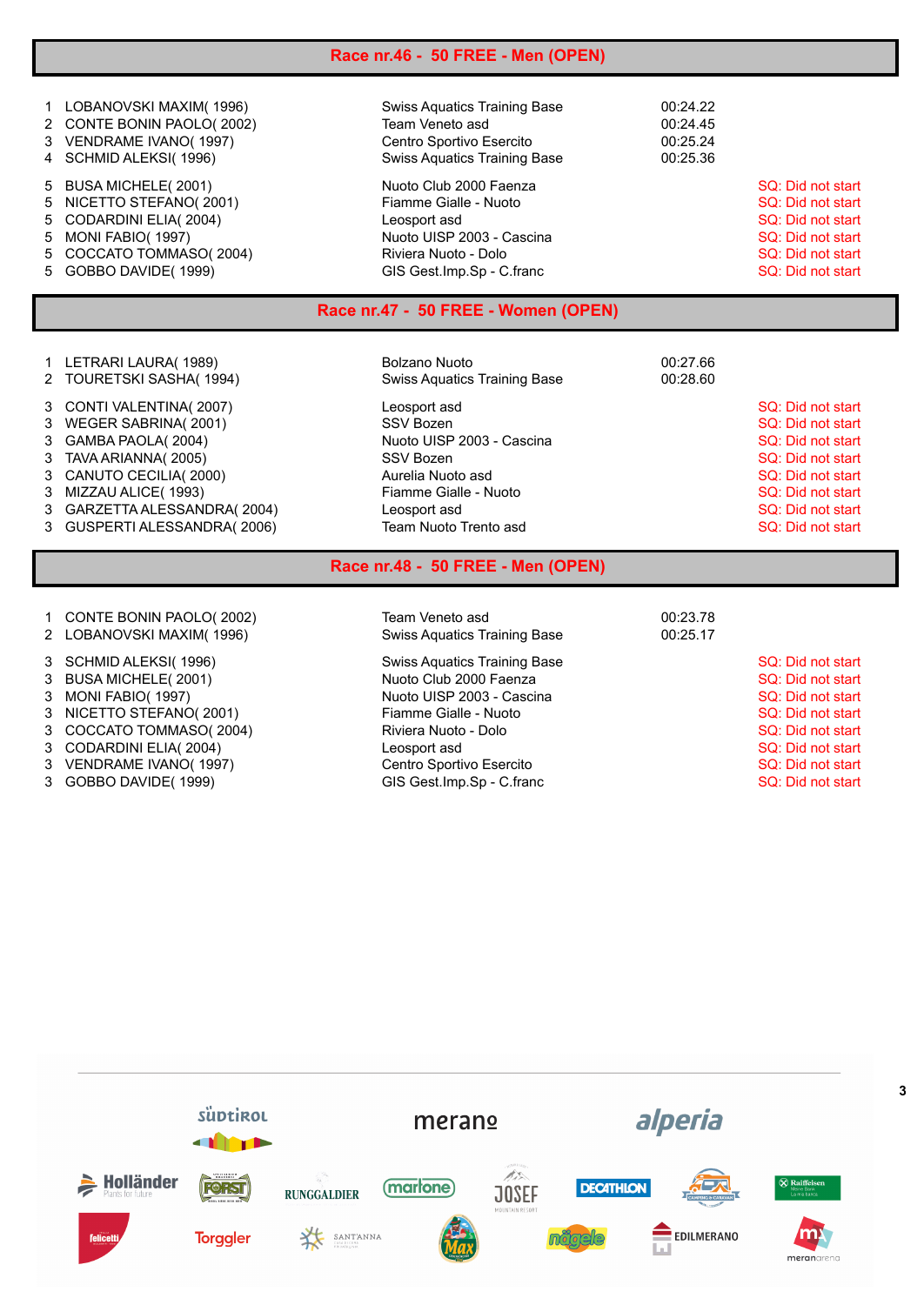## Race nr.46 - 50 FREE - Men (OPEN)

| | | | | |
|---|---|---|---|---|
| 1 | LOBANOVSKI MAXIM( 1996) | Swiss Aquatics Training Base | 00:24.22 | |
| 2 | CONTE BONIN PAOLO( 2002) | Team Veneto asd | 00:24.45 | |
| 3 | VENDRAME IVANO( 1997) | Centro Sportivo Esercito | 00:25.24 | |
| 4 | SCHMID ALEKSI( 1996) | Swiss Aquatics Training Base | 00:25.36 | |
| 5 | BUSA MICHELE( 2001) | Nuoto Club 2000 Faenza | | SQ: Did not start |
| 5 | NICETTO STEFANO( 2001) | Fiamme Gialle - Nuoto | | SQ: Did not start |
| 5 | CODARDINI ELIA( 2004) | Leosport asd | | SQ: Did not start |
| 5 | MONI FABIO( 1997) | Nuoto UISP 2003 - Cascina | | SQ: Did not start |
| 5 | COCCATO TOMMASO( 2004) | Riviera Nuoto - Dolo | | SQ: Did not start |
| 5 | GOBBO DAVIDE( 1999) | GIS Gest.Imp.Sp - C.franc | | SQ: Did not start |

## Race nr.47 - 50 FREE - Women (OPEN)

| | | | | |
|---|---|---|---|---|
| 1 | LETRARI LAURA( 1989) | Bolzano Nuoto | 00:27.66 | |
| 2 | TOURETSKI SASHA( 1994) | Swiss Aquatics Training Base | 00:28.60 | |
| 3 | CONTI VALENTINA( 2007) | Leosport asd | | SQ: Did not start |
| 3 | WEGER SABRINA( 2001) | SSV Bozen | | SQ: Did not start |
| 3 | GAMBA PAOLA( 2004) | Nuoto UISP 2003 - Cascina | | SQ: Did not start |
| 3 | TAVA ARIANNA( 2005) | SSV Bozen | | SQ: Did not start |
| 3 | CANUTO CECILIA( 2000) | Aurelia Nuoto asd | | SQ: Did not start |
| 3 | MIZZAU ALICE( 1993) | Fiamme Gialle - Nuoto | | SQ: Did not start |
| 3 | GARZETTA ALESSANDRA( 2004) | Leosport asd | | SQ: Did not start |
| 3 | GUSPERTI ALESSANDRA( 2006) | Team Nuoto Trento asd | | SQ: Did not start |

## Race nr.48 - 50 FREE - Men (OPEN)

| | | | | |
|---|---|---|---|---|
| 1 | CONTE BONIN PAOLO( 2002) | Team Veneto asd | 00:23.78 | |
| 2 | LOBANOVSKI MAXIM( 1996) | Swiss Aquatics Training Base | 00:25.17 | |
| 3 | SCHMID ALEKSI( 1996) | Swiss Aquatics Training Base | | SQ: Did not start |
| 3 | BUSA MICHELE( 2001) | Nuoto Club 2000 Faenza | | SQ: Did not start |
| 3 | MONI FABIO( 1997) | Nuoto UISP 2003 - Cascina | | SQ: Did not start |
| 3 | NICETTO STEFANO( 2001) | Fiamme Gialle - Nuoto | | SQ: Did not start |
| 3 | COCCATO TOMMASO( 2004) | Riviera Nuoto - Dolo | | SQ: Did not start |
| 3 | CODARDINI ELIA( 2004) | Leosport asd | | SQ: Did not start |
| 3 | VENDRAME IVANO( 1997) | Centro Sportivo Esercito | | SQ: Did not start |
| 3 | GOBBO DAVIDE( 1999) | GIS Gest.Imp.Sp - C.franc | | SQ: Did not start |